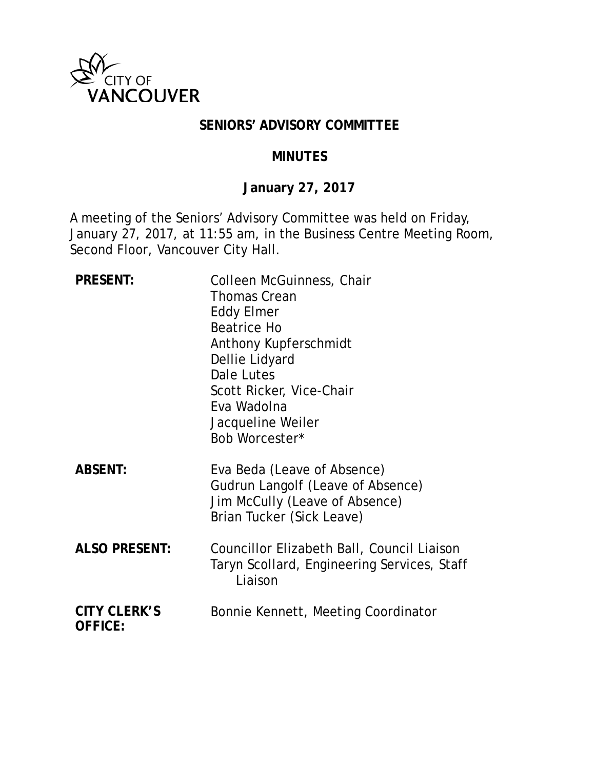CITY OF VANCOUVER

# SENIORS' ADVISORY COMMITTEE

## MINUTES

### January 27, 2017

A meeting of the Seniors' Advisory Committee was held on Friday, January 27, 2017, at 11:55 am, in the Business Centre Meeting Room, Second Floor, Vancouver City Hall.

**PRESENT:**
Colleen McGuinness, Chair
Thomas Crean
Eddy Elmer
Beatrice Ho
Anthony Kupferschmidt
Dellie Lidyard
Dale Lutes
Scott Ricker, Vice-Chair
Eva Wadolna
Jacqueline Weiler
Bob Worcester*

**ABSENT:**
Eva Beda (Leave of Absence)
Gudrun Langolf (Leave of Absence)
Jim McCully (Leave of Absence)
Brian Tucker (Sick Leave)

**ALSO PRESENT:**
Councillor Elizabeth Ball, Council Liaison
Taryn Scollard, Engineering Services, Staff Liaison

**CITY CLERK'S OFFICE:**
Bonnie Kennett, Meeting Coordinator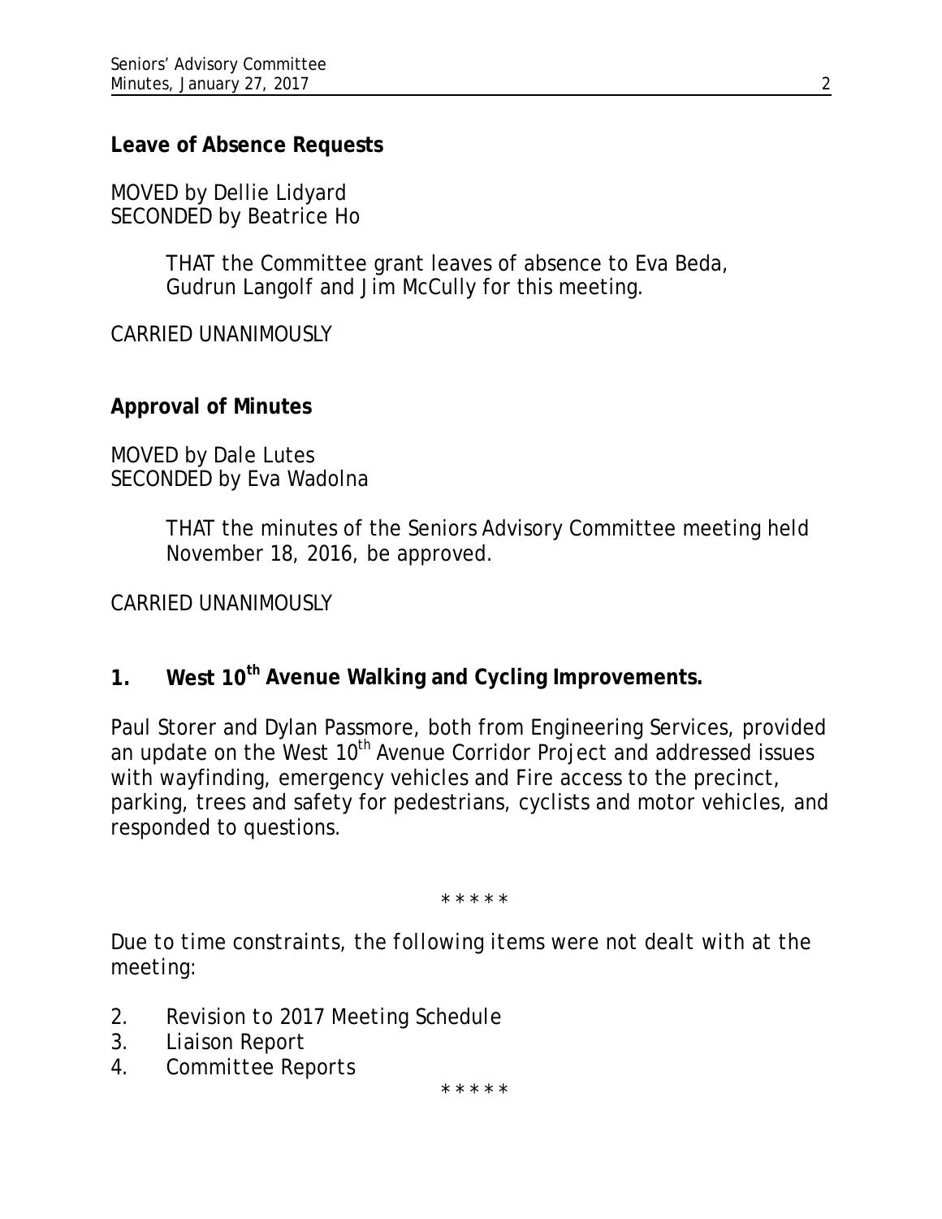**Leave of Absence Requests**

MOVED by Dellie Lidyard
SECONDED by Beatrice Ho

> THAT the Committee grant leaves of absence to Eva Beda, Gudrun Langolf and Jim McCully for this meeting.

CARRIED UNANIMOUSLY

**Approval of Minutes**

MOVED by Dale Lutes
SECONDED by Eva Wadolna

> THAT the minutes of the Seniors Advisory Committee meeting held November 18, 2016, be approved.

CARRIED UNANIMOUSLY

## 1. West 10th Avenue Walking and Cycling Improvements.

Paul Storer and Dylan Passmore, both from Engineering Services, provided an update on the West 10th Avenue Corridor Project and addressed issues with wayfinding, emergency vehicles and Fire access to the precinct, parking, trees and safety for pedestrians, cyclists and motor vehicles, and responded to questions.

\* \* \* \* \*

*Due to time constraints, the following items were not dealt with at the meeting:*

2. *Revision to 2017 Meeting Schedule*
3. *Liaison Report*
4. *Committee Reports*

\* \* \* \* \*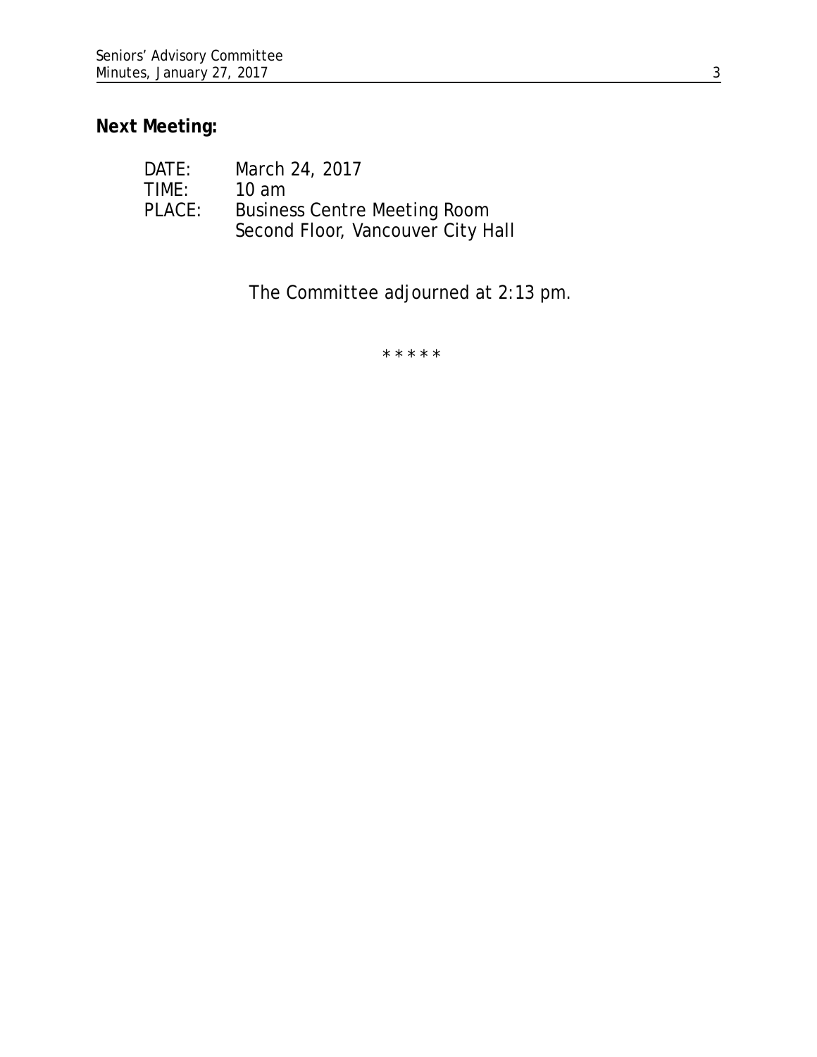**Next Meeting:**

DATE: March 24, 2017
TIME: 10 am
PLACE: Business Centre Meeting Room
Second Floor, Vancouver City Hall

The Committee adjourned at 2:13 pm.

\* \* \* \* \*